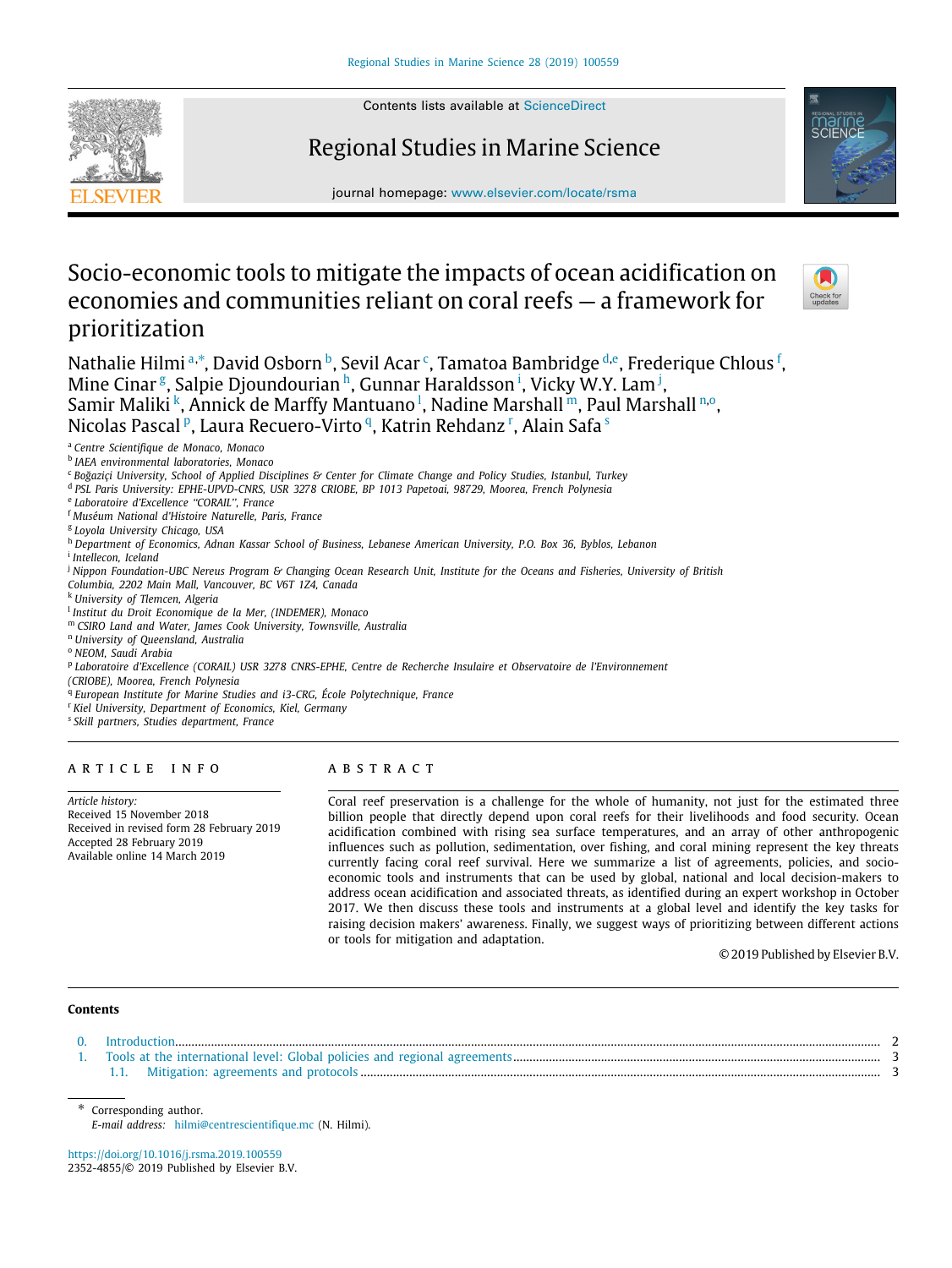# Socio-economic tools to mitigate the impacts of ocean acidification on economies and communities reliant on coral reefs — a framework for prioritization

Nathalie Hilmi [a,*], David Osborn [b], Sevil Acar [c], Tamatoa Bambridge [d,e], Frederique Chlous [f], Mine Cinar [g], Salpie Djoundourian [h], Gunnar Haraldsson [i], Vicky W.Y. Lam [j], Samir Maliki [k], Annick de Marffy Mantuano [l], Nadine Marshall [m], Paul Marshall [n,o], Nicolas Pascal [p], Laura Recuero-Virto [q], Katrin Rehdanz [r], Alain Safa [s]

[a] *Centre Scientifique de Monaco, Monaco*
[b] *IAEA environmental laboratories, Monaco*
[c] *Boğaziçi University, School of Applied Disciplines & Center for Climate Change and Policy Studies, Istanbul, Turkey*
[d] *PSL Paris University: EPHE-UPVD-CNRS, USR 3278 CRIOBE, BP 1013 Papetoai, 98729, Moorea, French Polynesia*
[e] *Laboratoire d'Excellence "CORAIL", France*
[f] *Muséum National d'Histoire Naturelle, Paris, France*
[g] *Loyola University Chicago, USA*
[h] *Department of Economics, Adnan Kassar School of Business, Lebanese American University, P.O. Box 36, Byblos, Lebanon*
[i] *Intellecon, Iceland*
[j] *Nippon Foundation-UBC Nereus Program & Changing Ocean Research Unit, Institute for the Oceans and Fisheries, University of British Columbia, 2202 Main Mall, Vancouver, BC V6T 1Z4, Canada*
[k] *University of Tlemcen, Algeria*
[l] *Institut du Droit Economique de la Mer, (INDEMER), Monaco*
[m] *CSIRO Land and Water, James Cook University, Townsville, Australia*
[n] *University of Queensland, Australia*
[o] *NEOM, Saudi Arabia*
[p] *Laboratoire d'Excellence (CORAIL) USR 3278 CNRS-EPHE, Centre de Recherche Insulaire et Observatoire de l'Environnement (CRIOBE), Moorea, French Polynesia*
[q] *European Institute for Marine Studies and i3-CRG, École Polytechnique, France*
[r] *Kiel University, Department of Economics, Kiel, Germany*
[s] *Skill partners, Studies department, France*

## ARTICLE INFO

*Article history:*
Received 15 November 2018
Received in revised form 28 February 2019
Accepted 28 February 2019
Available online 14 March 2019

## ABSTRACT

Coral reef preservation is a challenge for the whole of humanity, not just for the estimated three billion people that directly depend upon coral reefs for their livelihoods and food security. Ocean acidification combined with rising sea surface temperatures, and an array of other anthropogenic influences such as pollution, sedimentation, over fishing, and coral mining represent the key threats currently facing coral reef survival. Here we summarize a list of agreements, policies, and socio-economic tools and instruments that can be used by global, national and local decision-makers to address ocean acidification and associated threats, as identified during an expert workshop in October 2017. We then discuss these tools and instruments at a global level and identify the key tasks for raising decision makers' awareness. Finally, we suggest ways of prioritizing between different actions or tools for mitigation and adaptation.

© 2019 Published by Elsevier B.V.

## Contents

0. Introduction ........ 2
1. Tools at the international level: Global policies and regional agreements ........ 3
   1.1. Mitigation: agreements and protocols ........ 3

\* Corresponding author.
*E-mail address:* hilmi@centrescientifique.mc (N. Hilmi).

https://doi.org/10.1016/j.rsma.2019.100559
2352-4855/© 2019 Published by Elsevier B.V.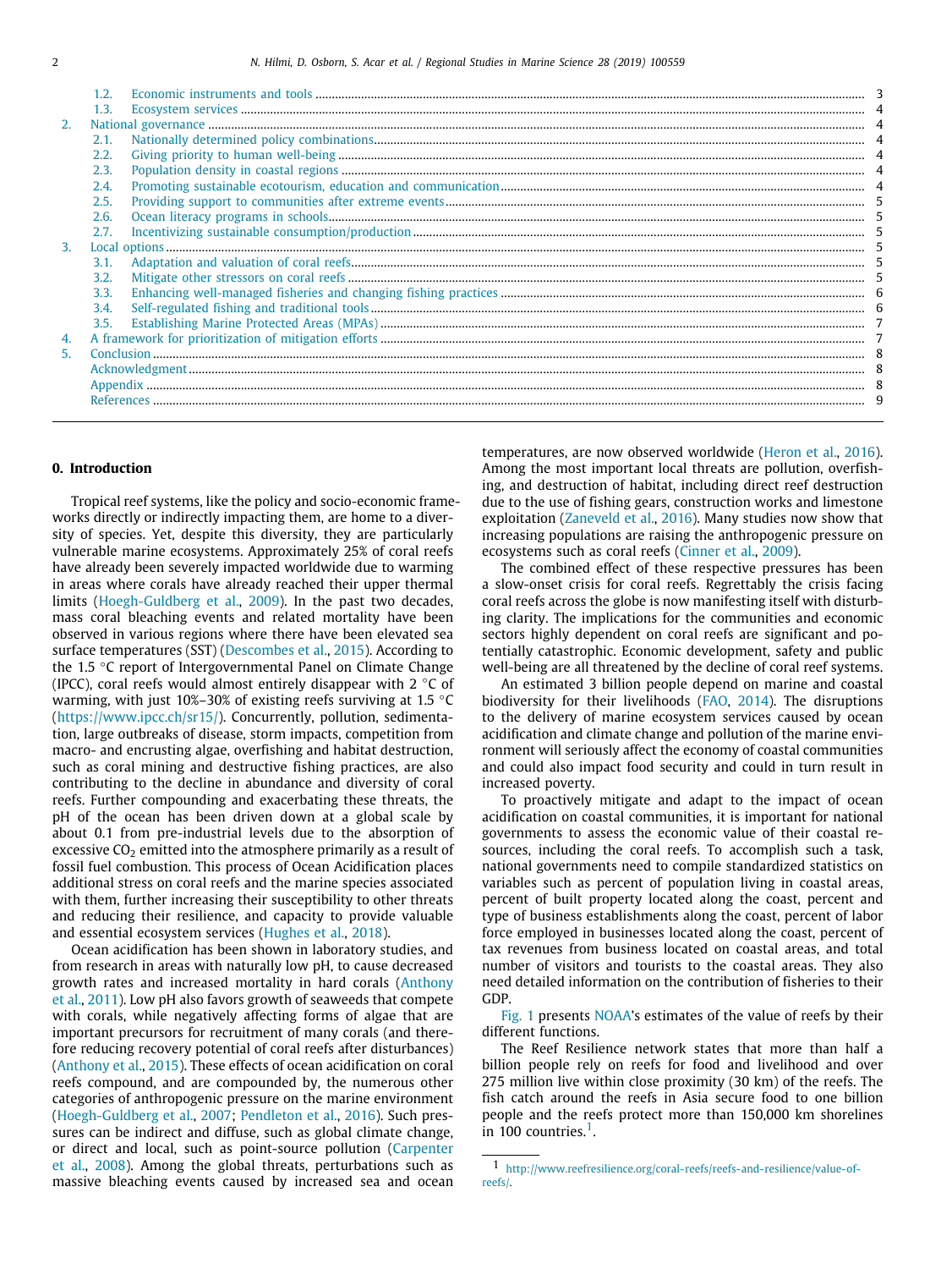1.2. Economic instruments and tools ..... 3
1.3. Ecosystem services ..... 4
2. National governance ..... 4
2.1. Nationally determined policy combinations ..... 4
2.2. Giving priority to human well-being ..... 4
2.3. Population density in coastal regions ..... 4
2.4. Promoting sustainable ecotourism, education and communication ..... 4
2.5. Providing support to communities after extreme events ..... 5
2.6. Ocean literacy programs in schools ..... 5
2.7. Incentivizing sustainable consumption/production ..... 5
3. Local options ..... 5
3.1. Adaptation and valuation of coral reefs ..... 5
3.2. Mitigate other stressors on coral reefs ..... 5
3.3. Enhancing well-managed fisheries and changing fishing practices ..... 6
3.4. Self-regulated fishing and traditional tools ..... 6
3.5. Establishing Marine Protected Areas (MPAs) ..... 7
4. A framework for prioritization of mitigation efforts ..... 7
5. Conclusion ..... 8
Acknowledgment ..... 8
Appendix ..... 8
References ..... 9

## 0. Introduction

Tropical reef systems, like the policy and socio-economic frameworks directly or indirectly impacting them, are home to a diversity of species. Yet, despite this diversity, they are particularly vulnerable marine ecosystems. Approximately 25% of coral reefs have already been severely impacted worldwide due to warming in areas where corals have already reached their upper thermal limits (Hoegh-Guldberg et al., 2009). In the past two decades, mass coral bleaching events and related mortality have been observed in various regions where there have been elevated sea surface temperatures (SST) (Descombes et al., 2015). According to the 1.5 °C report of Intergovernmental Panel on Climate Change (IPCC), coral reefs would almost entirely disappear with 2 °C of warming, with just 10%–30% of existing reefs surviving at 1.5 °C (https://www.ipcc.ch/sr15/). Concurrently, pollution, sedimentation, large outbreaks of disease, storm impacts, competition from macro- and encrusting algae, overfishing and habitat destruction, such as coral mining and destructive fishing practices, are also contributing to the decline in abundance and diversity of coral reefs. Further compounding and exacerbating these threats, the pH of the ocean has been driven down at a global scale by about 0.1 from pre-industrial levels due to the absorption of excessive $CO_2$ emitted into the atmosphere primarily as a result of fossil fuel combustion. This process of Ocean Acidification places additional stress on coral reefs and the marine species associated with them, further increasing their susceptibility to other threats and reducing their resilience, and capacity to provide valuable and essential ecosystem services (Hughes et al., 2018).

Ocean acidification has been shown in laboratory studies, and from research in areas with naturally low pH, to cause decreased growth rates and increased mortality in hard corals (Anthony et al., 2011). Low pH also favors growth of seaweeds that compete with corals, while negatively affecting forms of algae that are important precursors for recruitment of many corals (and therefore reducing recovery potential of coral reefs after disturbances) (Anthony et al., 2015). These effects of ocean acidification on coral reefs compound, and are compounded by, the numerous other categories of anthropogenic pressure on the marine environment (Hoegh-Guldberg et al., 2007; Pendleton et al., 2016). Such pressures can be indirect and diffuse, such as global climate change, or direct and local, such as point-source pollution (Carpenter et al., 2008). Among the global threats, perturbations such as massive bleaching events caused by increased sea and ocean temperatures, are now observed worldwide (Heron et al., 2016). Among the most important local threats are pollution, overfishing, and destruction of habitat, including direct reef destruction due to the use of fishing gears, construction works and limestone exploitation (Zaneveld et al., 2016). Many studies now show that increasing populations are raising the anthropogenic pressure on ecosystems such as coral reefs (Cinner et al., 2009).

The combined effect of these respective pressures has been a slow-onset crisis for coral reefs. Regrettably the crisis facing coral reefs across the globe is now manifesting itself with disturbing clarity. The implications for the communities and economic sectors highly dependent on coral reefs are significant and potentially catastrophic. Economic development, safety and public well-being are all threatened by the decline of coral reef systems.

An estimated 3 billion people depend on marine and coastal biodiversity for their livelihoods (FAO, 2014). The disruptions to the delivery of marine ecosystem services caused by ocean acidification and climate change and pollution of the marine environment will seriously affect the economy of coastal communities and could also impact food security and could in turn result in increased poverty.

To proactively mitigate and adapt to the impact of ocean acidification on coastal communities, it is important for national governments to assess the economic value of their coastal resources, including the coral reefs. To accomplish such a task, national governments need to compile standardized statistics on variables such as percent of population living in coastal areas, percent of built property located along the coast, percent and type of business establishments along the coast, percent of labor force employed in businesses located along the coast, percent of tax revenues from business located on coastal areas, and total number of visitors and tourists to the coastal areas. They also need detailed information on the contribution of fisheries to their GDP.

Fig. 1 presents NOAA's estimates of the value of reefs by their different functions.

The Reef Resilience network states that more than half a billion people rely on reefs for food and livelihood and over 275 million live within close proximity (30 km) of the reefs. The fish catch around the reefs in Asia secure food to one billion people and the reefs protect more than 150,000 km shorelines in 100 countries.[1].

[1] http://www.reefresilience.org/coral-reefs/reefs-and-resilience/value-of-reefs/.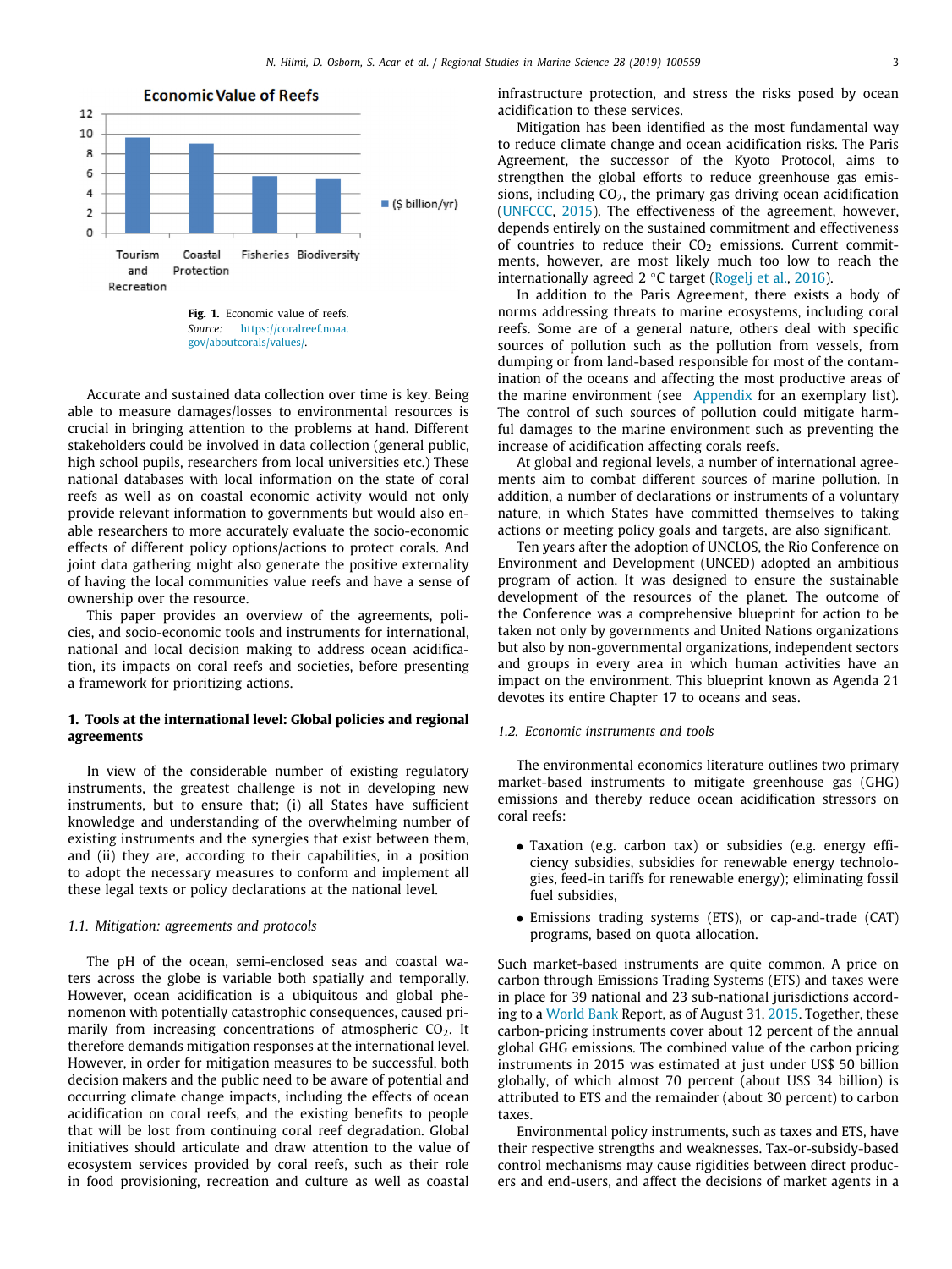Economic Value of Reefs

12
10
8
6
4
2
0

Tourism and Recreation
Coastal Protection
Fisheries
Biodiversity

($ billion/yr)

**Fig. 1.** Economic value of reefs.
*Source:* https://coralreef.noaa.gov/aboutcorals/values/.

Accurate and sustained data collection over time is key. Being able to measure damages/losses to environmental resources is crucial in bringing attention to the problems at hand. Different stakeholders could be involved in data collection (general public, high school pupils, researchers from local universities etc.) These national databases with local information on the state of coral reefs as well as on coastal economic activity would not only provide relevant information to governments but would also enable researchers to more accurately evaluate the socio-economic effects of different policy options/actions to protect corals. And joint data gathering might also generate the positive externality of having the local communities value reefs and have a sense of ownership over the resource.

This paper provides an overview of the agreements, policies, and socio-economic tools and instruments for international, national and local decision making to address ocean acidification, its impacts on coral reefs and societies, before presenting a framework for prioritizing actions.

## 1. Tools at the international level: Global policies and regional agreements

In view of the considerable number of existing regulatory instruments, the greatest challenge is not in developing new instruments, but to ensure that; (i) all States have sufficient knowledge and understanding of the overwhelming number of existing instruments and the synergies that exist between them, and (ii) they are, according to their capabilities, in a position to adopt the necessary measures to conform and implement all these legal texts or policy declarations at the national level.

### 1.1. Mitigation: agreements and protocols

The pH of the ocean, semi-enclosed seas and coastal waters across the globe is variable both spatially and temporally. However, ocean acidification is a ubiquitous and global phenomenon with potentially catastrophic consequences, caused primarily from increasing concentrations of atmospheric $CO_2$. It therefore demands mitigation responses at the international level. However, in order for mitigation measures to be successful, both decision makers and the public need to be aware of potential and occurring climate change impacts, including the effects of ocean acidification on coral reefs, and the existing benefits to people that will be lost from continuing coral reef degradation. Global initiatives should articulate and draw attention to the value of ecosystem services provided by coral reefs, such as their role in food provisioning, recreation and culture as well as coastal infrastructure protection, and stress the risks posed by ocean acidification to these services.

Mitigation has been identified as the most fundamental way to reduce climate change and ocean acidification risks. The Paris Agreement, the successor of the Kyoto Protocol, aims to strengthen the global efforts to reduce greenhouse gas emissions, including $CO_2$, the primary gas driving ocean acidification (UNFCCC, 2015). The effectiveness of the agreement, however, depends entirely on the sustained commitment and effectiveness of countries to reduce their $CO_2$ emissions. Current commitments, however, are most likely much too low to reach the internationally agreed 2 °C target (Rogelj et al., 2016).

In addition to the Paris Agreement, there exists a body of norms addressing threats to marine ecosystems, including coral reefs. Some are of a general nature, others deal with specific sources of pollution such as the pollution from vessels, from dumping or from land-based responsible for most of the contamination of the oceans and affecting the most productive areas of the marine environment (see Appendix for an exemplary list). The control of such sources of pollution could mitigate harmful damages to the marine environment such as preventing the increase of acidification affecting corals reefs.

At global and regional levels, a number of international agreements aim to combat different sources of marine pollution. In addition, a number of declarations or instruments of a voluntary nature, in which States have committed themselves to taking actions or meeting policy goals and targets, are also significant.

Ten years after the adoption of UNCLOS, the Rio Conference on Environment and Development (UNCED) adopted an ambitious program of action. It was designed to ensure the sustainable development of the resources of the planet. The outcome of the Conference was a comprehensive blueprint for action to be taken not only by governments and United Nations organizations but also by non-governmental organizations, independent sectors and groups in every area in which human activities have an impact on the environment. This blueprint known as Agenda 21 devotes its entire Chapter 17 to oceans and seas.

### 1.2. Economic instruments and tools

The environmental economics literature outlines two primary market-based instruments to mitigate greenhouse gas (GHG) emissions and thereby reduce ocean acidification stressors on coral reefs:

- Taxation (e.g. carbon tax) or subsidies (e.g. energy efficiency subsidies, subsidies for renewable energy technologies, feed-in tariffs for renewable energy); eliminating fossil fuel subsidies,
- Emissions trading systems (ETS), or cap-and-trade (CAT) programs, based on quota allocation.

Such market-based instruments are quite common. A price on carbon through Emissions Trading Systems (ETS) and taxes were in place for 39 national and 23 sub-national jurisdictions according to a World Bank Report, as of August 31, 2015. Together, these carbon-pricing instruments cover about 12 percent of the annual global GHG emissions. The combined value of the carbon pricing instruments in 2015 was estimated at just under US$ 50 billion globally, of which almost 70 percent (about US$ 34 billion) is attributed to ETS and the remainder (about 30 percent) to carbon taxes.

Environmental policy instruments, such as taxes and ETS, have their respective strengths and weaknesses. Tax-or-subsidy-based control mechanisms may cause rigidities between direct producers and end-users, and affect the decisions of market agents in a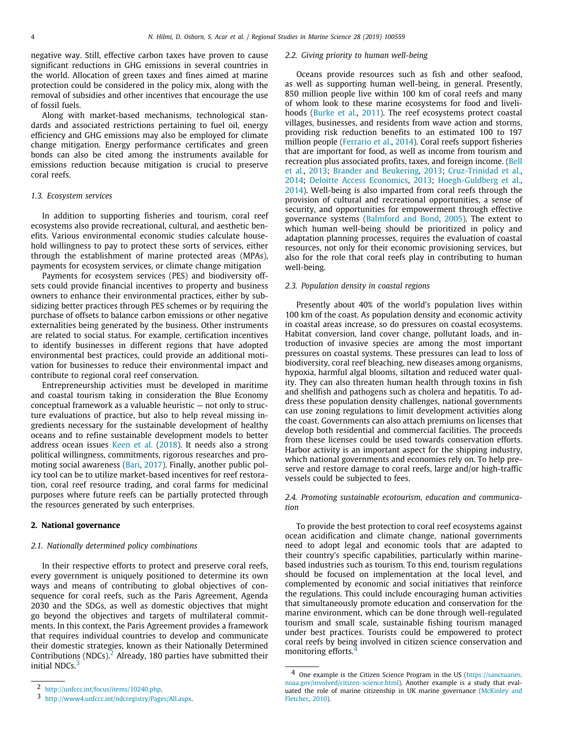negative way. Still, effective carbon taxes have proven to cause significant reductions in GHG emissions in several countries in the world. Allocation of green taxes and fines aimed at marine protection could be considered in the policy mix, along with the removal of subsidies and other incentives that encourage the use of fossil fuels.

Along with market-based mechanisms, technological standards and associated restrictions pertaining to fuel oil, energy efficiency and GHG emissions may also be employed for climate change mitigation. Energy performance certificates and green bonds can also be cited among the instruments available for emissions reduction because mitigation is crucial to preserve coral reefs.

### 1.3. Ecosystem services

In addition to supporting fisheries and tourism, coral reef ecosystems also provide recreational, cultural, and aesthetic benefits. Various environmental economic studies calculate household willingness to pay to protect these sorts of services, either through the establishment of marine protected areas (MPAs), payments for ecosystem services, or climate change mitigation

Payments for ecosystem services (PES) and biodiversity offsets could provide financial incentives to property and business owners to enhance their environmental practices, either by subsidizing better practices through PES schemes or by requiring the purchase of offsets to balance carbon emissions or other negative externalities being generated by the business. Other instruments are related to social status. For example, certification incentives to identify businesses in different regions that have adopted environmental best practices, could provide an additional motivation for businesses to reduce their environmental impact and contribute to regional coral reef conservation.

Entrepreneurship activities must be developed in maritime and coastal tourism taking in consideration the Blue Economy conceptual framework as a valuable heuristic — not only to structure evaluations of practice, but also to help reveal missing ingredients necessary for the sustainable development of healthy oceans and to refine sustainable development models to better address ocean issues Keen et al. (2018). It needs also a strong political willingness, commitments, rigorous researches and promoting social awareness (Bari, 2017). Finally, another public policy tool can be to utilize market-based incentives for reef restoration, coral reef resource trading, and coral farms for medicinal purposes where future reefs can be partially protected through the resources generated by such enterprises.

## 2. National governance

### 2.1. Nationally determined policy combinations

In their respective efforts to protect and preserve coral reefs, every government is uniquely positioned to determine its own ways and means of contributing to global objectives of consequence for coral reefs, such as the Paris Agreement, Agenda 2030 and the SDGs, as well as domestic objectives that might go beyond the objectives and targets of multilateral commitments. In this context, the Paris Agreement provides a framework that requires individual countries to develop and communicate their domestic strategies, known as their Nationally Determined Contributions (NDCs).[2] Already, 180 parties have submitted their initial NDCs.[3]

### 2.2. Giving priority to human well-being

Oceans provide resources such as fish and other seafood, as well as supporting human well-being, in general. Presently, 850 million people live within 100 km of coral reefs and many of whom look to these marine ecosystems for food and livelihoods (Burke et al., 2011). The reef ecosystems protect coastal villages, businesses, and residents from wave action and storms, providing risk reduction benefits to an estimated 100 to 197 million people (Ferrario et al., 2014). Coral reefs support fisheries that are important for food, as well as income from tourism and recreation plus associated profits, taxes, and foreign income. (Bell et al., 2013; Brander and Beukering, 2013; Cruz-Trinidad et al., 2014; Deloitte Access Economics, 2013; Hoegh-Guldberg et al., 2014). Well-being is also imparted from coral reefs through the provision of cultural and recreational opportunities, a sense of security, and opportunities for empowerment through effective governance systems (Balmford and Bond, 2005). The extent to which human well-being should be prioritized in policy and adaptation planning processes, requires the evaluation of coastal resources, not only for their economic provisioning services, but also for the role that coral reefs play in contributing to human well-being.

### 2.3. Population density in coastal regions

Presently about 40% of the world's population lives within 100 km of the coast. As population density and economic activity in coastal areas increase, so do pressures on coastal ecosystems. Habitat conversion, land cover change, pollutant loads, and introduction of invasive species are among the most important pressures on coastal systems. These pressures can lead to loss of biodiversity, coral reef bleaching, new diseases among organisms, hypoxia, harmful algal blooms, siltation and reduced water quality. They can also threaten human health through toxins in fish and shellfish and pathogens such as cholera and hepatitis. To address these population density challenges, national governments can use zoning regulations to limit development activities along the coast. Governments can also attach premiums on licenses that develop both residential and commercial facilities. The proceeds from these licenses could be used towards conservation efforts. Harbor activity is an important aspect for the shipping industry, which national governments and economies rely on. To help preserve and restore damage to coral reefs, large and/or high-traffic vessels could be subjected to fees.

### 2.4. Promoting sustainable ecotourism, education and communication

To provide the best protection to coral reef ecosystems against ocean acidification and climate change, national governments need to adopt legal and economic tools that are adapted to their country's specific capabilities, particularly within marine-based industries such as tourism. To this end, tourism regulations should be focused on implementation at the local level, and complemented by economic and social initiatives that reinforce the regulations. This could include encouraging human activities that simultaneously promote education and conservation for the marine environment, which can be done through well-regulated tourism and small scale, sustainable fishing tourism managed under best practices. Tourists could be empowered to protect coral reefs by being involved in citizen science conservation and monitoring efforts.[4]

---

[2] http://unfccc.int/focus/items/10240.php.

[3] http://www4.unfccc.int/ndcregistry/Pages/All.aspx.

[4] One example is the Citizen Science Program in the US (https://sanctuaries.noaa.gov/involved/citizen-science.html). Another example is a study that evaluated the role of marine citizenship in UK marine governance (McKinley and Fletcher, 2010).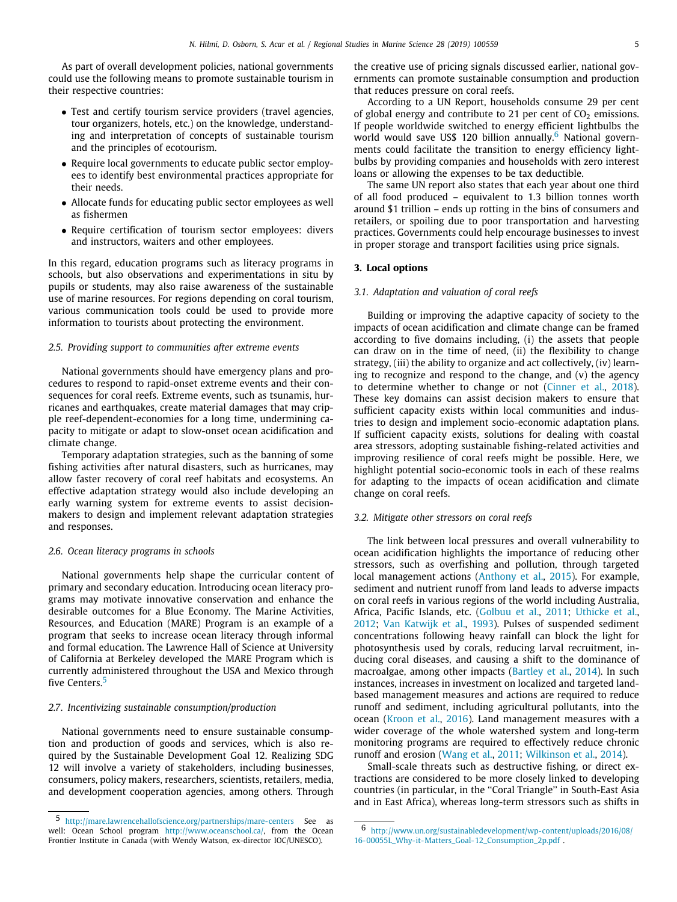As part of overall development policies, national governments could use the following means to promote sustainable tourism in their respective countries:

- Test and certify tourism service providers (travel agencies, tour organizers, hotels, etc.) on the knowledge, understanding and interpretation of concepts of sustainable tourism and the principles of ecotourism.
- Require local governments to educate public sector employees to identify best environmental practices appropriate for their needs.
- Allocate funds for educating public sector employees as well as fishermen
- Require certification of tourism sector employees: divers and instructors, waiters and other employees.

In this regard, education programs such as literacy programs in schools, but also observations and experimentations in situ by pupils or students, may also raise awareness of the sustainable use of marine resources. For regions depending on coral tourism, various communication tools could be used to provide more information to tourists about protecting the environment.

### 2.5. Providing support to communities after extreme events

National governments should have emergency plans and procedures to respond to rapid-onset extreme events and their consequences for coral reefs. Extreme events, such as tsunamis, hurricanes and earthquakes, create material damages that may cripple reef-dependent-economies for a long time, undermining capacity to mitigate or adapt to slow-onset ocean acidification and climate change.

Temporary adaptation strategies, such as the banning of some fishing activities after natural disasters, such as hurricanes, may allow faster recovery of coral reef habitats and ecosystems. An effective adaptation strategy would also include developing an early warning system for extreme events to assist decision-makers to design and implement relevant adaptation strategies and responses.

### 2.6. Ocean literacy programs in schools

National governments help shape the curricular content of primary and secondary education. Introducing ocean literacy programs may motivate innovative conservation and enhance the desirable outcomes for a Blue Economy. The Marine Activities, Resources, and Education (MARE) Program is an example of a program that seeks to increase ocean literacy through informal and formal education. The Lawrence Hall of Science at University of California at Berkeley developed the MARE Program which is currently administered throughout the USA and Mexico through five Centers.[5]

### 2.7. Incentivizing sustainable consumption/production

National governments need to ensure sustainable consumption and production of goods and services, which is also required by the Sustainable Development Goal 12. Realizing SDG 12 will involve a variety of stakeholders, including businesses, consumers, policy makers, researchers, scientists, retailers, media, and development cooperation agencies, among others. Through the creative use of pricing signals discussed earlier, national governments can promote sustainable consumption and production that reduces pressure on coral reefs.

According to a UN Report, households consume 29 per cent of global energy and contribute to 21 per cent of $CO_2$ emissions. If people worldwide switched to energy efficient lightbulbs the world would save US$ 120 billion annually.[6] National governments could facilitate the transition to energy efficiency lightbulbs by providing companies and households with zero interest loans or allowing the expenses to be tax deductible.

The same UN report also states that each year about one third of all food produced – equivalent to 1.3 billion tonnes worth around $1 trillion – ends up rotting in the bins of consumers and retailers, or spoiling due to poor transportation and harvesting practices. Governments could help encourage businesses to invest in proper storage and transport facilities using price signals.

## 3. Local options

### 3.1. Adaptation and valuation of coral reefs

Building or improving the adaptive capacity of society to the impacts of ocean acidification and climate change can be framed according to five domains including, (i) the assets that people can draw on in the time of need, (ii) the flexibility to change strategy, (iii) the ability to organize and act collectively, (iv) learning to recognize and respond to the change, and (v) the agency to determine whether to change or not (Cinner et al., 2018). These key domains can assist decision makers to ensure that sufficient capacity exists within local communities and industries to design and implement socio-economic adaptation plans. If sufficient capacity exists, solutions for dealing with coastal area stressors, adopting sustainable fishing-related activities and improving resilience of coral reefs might be possible. Here, we highlight potential socio-economic tools in each of these realms for adapting to the impacts of ocean acidification and climate change on coral reefs.

### 3.2. Mitigate other stressors on coral reefs

The link between local pressures and overall vulnerability to ocean acidification highlights the importance of reducing other stressors, such as overfishing and pollution, through targeted local management actions (Anthony et al., 2015). For example, sediment and nutrient runoff from land leads to adverse impacts on coral reefs in various regions of the world including Australia, Africa, Pacific Islands, etc. (Golbuu et al., 2011; Uthicke et al., 2012; Van Katwijk et al., 1993). Pulses of suspended sediment concentrations following heavy rainfall can block the light for photosynthesis used by corals, reducing larval recruitment, inducing coral diseases, and causing a shift to the dominance of macroalgae, among other impacts (Bartley et al., 2014). In such instances, increases in investment on localized and targeted land-based management measures and actions are required to reduce runoff and sediment, including agricultural pollutants, into the ocean (Kroon et al., 2016). Land management measures with a wider coverage of the whole watershed system and long-term monitoring programs are required to effectively reduce chronic runoff and erosion (Wang et al., 2011; Wilkinson et al., 2014).

Small-scale threats such as destructive fishing, or direct extractions are considered to be more closely linked to developing countries (in particular, in the ''Coral Triangle'' in South-East Asia and in East Africa), whereas long-term stressors such as shifts in

---

[5] http://mare.lawrencehallofscience.org/partnerships/mare-centers See as well: Ocean School program http://www.oceanschool.ca/, from the Ocean Frontier Institute in Canada (with Wendy Watson, ex-director IOC/UNESCO).

[6] http://www.un.org/sustainabledevelopment/wp-content/uploads/2016/08/16-00055L_Why-it-Matters_Goal-12_Consumption_2p.pdf .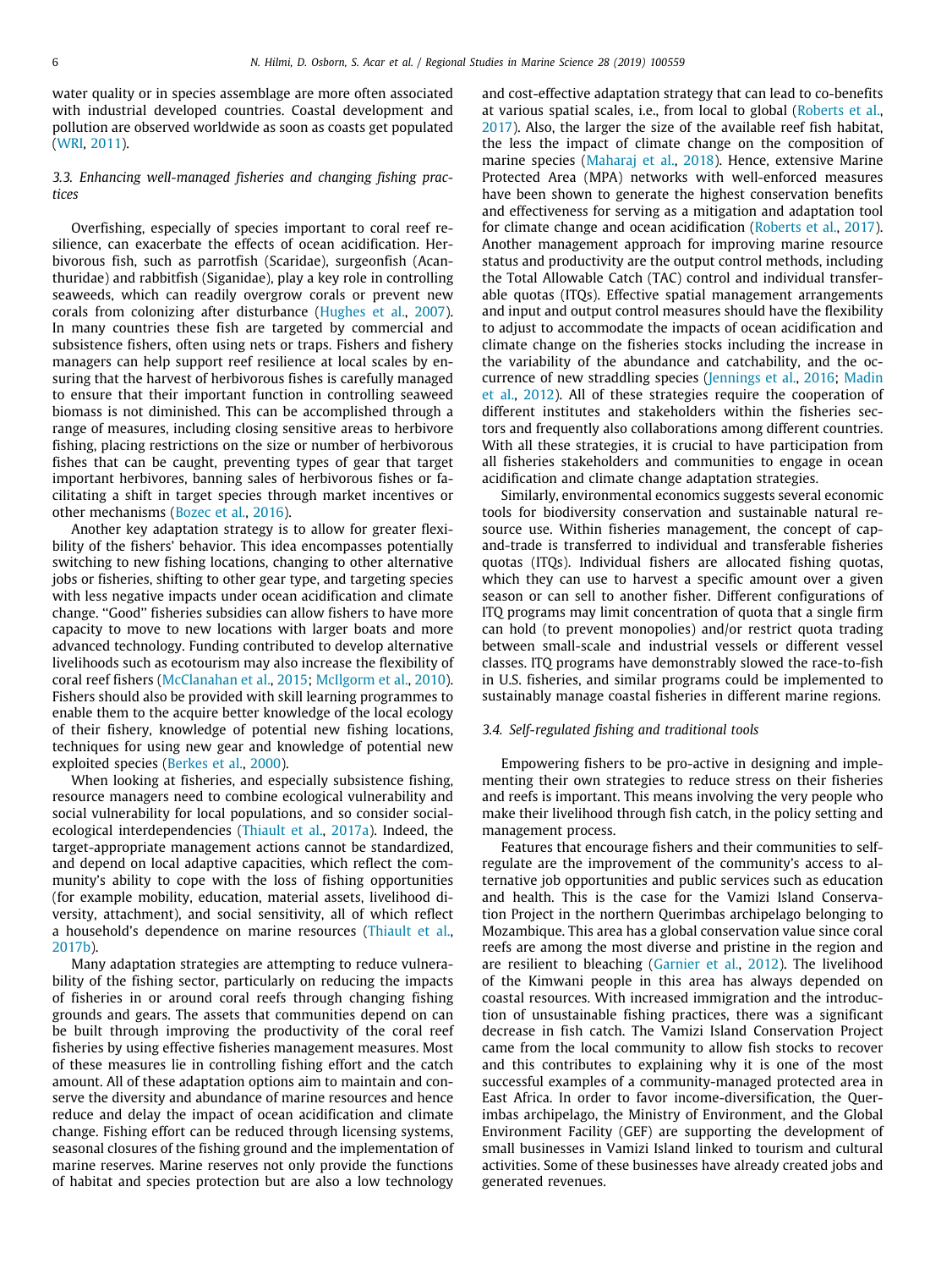water quality or in species assemblage are more often associated with industrial developed countries. Coastal development and pollution are observed worldwide as soon as coasts get populated (WRI, 2011).

### 3.3. Enhancing well-managed fisheries and changing fishing practices

Overfishing, especially of species important to coral reef resilience, can exacerbate the effects of ocean acidification. Herbivorous fish, such as parrotfish (Scaridae), surgeonfish (Acanthuridae) and rabbitfish (Siganidae), play a key role in controlling seaweeds, which can readily overgrow corals or prevent new corals from colonizing after disturbance (Hughes et al., 2007). In many countries these fish are targeted by commercial and subsistence fishers, often using nets or traps. Fishers and fishery managers can help support reef resilience at local scales by ensuring that the harvest of herbivorous fishes is carefully managed to ensure that their important function in controlling seaweed biomass is not diminished. This can be accomplished through a range of measures, including closing sensitive areas to herbivore fishing, placing restrictions on the size or number of herbivorous fishes that can be caught, preventing types of gear that target important herbivores, banning sales of herbivorous fishes or facilitating a shift in target species through market incentives or other mechanisms (Bozec et al., 2016).

Another key adaptation strategy is to allow for greater flexibility of the fishers' behavior. This idea encompasses potentially switching to new fishing locations, changing to other alternative jobs or fisheries, shifting to other gear type, and targeting species with less negative impacts under ocean acidification and climate change. ''Good'' fisheries subsidies can allow fishers to have more capacity to move to new locations with larger boats and more advanced technology. Funding contributed to develop alternative livelihoods such as ecotourism may also increase the flexibility of coral reef fishers (McClanahan et al., 2015; McIlgorm et al., 2010). Fishers should also be provided with skill learning programmes to enable them to the acquire better knowledge of the local ecology of their fishery, knowledge of potential new fishing locations, techniques for using new gear and knowledge of potential new exploited species (Berkes et al., 2000).

When looking at fisheries, and especially subsistence fishing, resource managers need to combine ecological vulnerability and social vulnerability for local populations, and so consider social-ecological interdependencies (Thiault et al., 2017a). Indeed, the target-appropriate management actions cannot be standardized, and depend on local adaptive capacities, which reflect the community's ability to cope with the loss of fishing opportunities (for example mobility, education, material assets, livelihood diversity, attachment), and social sensitivity, all of which reflect a household's dependence on marine resources (Thiault et al., 2017b).

Many adaptation strategies are attempting to reduce vulnerability of the fishing sector, particularly on reducing the impacts of fisheries in or around coral reefs through changing fishing grounds and gears. The assets that communities depend on can be built through improving the productivity of the coral reef fisheries by using effective fisheries management measures. Most of these measures lie in controlling fishing effort and the catch amount. All of these adaptation options aim to maintain and conserve the diversity and abundance of marine resources and hence reduce and delay the impact of ocean acidification and climate change. Fishing effort can be reduced through licensing systems, seasonal closures of the fishing ground and the implementation of marine reserves. Marine reserves not only provide the functions of habitat and species protection but are also a low technology and cost-effective adaptation strategy that can lead to co-benefits at various spatial scales, i.e., from local to global (Roberts et al., 2017). Also, the larger the size of the available reef fish habitat, the less the impact of climate change on the composition of marine species (Maharaj et al., 2018). Hence, extensive Marine Protected Area (MPA) networks with well-enforced measures have been shown to generate the highest conservation benefits and effectiveness for serving as a mitigation and adaptation tool for climate change and ocean acidification (Roberts et al., 2017). Another management approach for improving marine resource status and productivity are the output control methods, including the Total Allowable Catch (TAC) control and individual transferable quotas (ITQs). Effective spatial management arrangements and input and output control measures should have the flexibility to adjust to accommodate the impacts of ocean acidification and climate change on the fisheries stocks including the increase in the variability of the abundance and catchability, and the occurrence of new straddling species (Jennings et al., 2016; Madin et al., 2012). All of these strategies require the cooperation of different institutes and stakeholders within the fisheries sectors and frequently also collaborations among different countries. With all these strategies, it is crucial to have participation from all fisheries stakeholders and communities to engage in ocean acidification and climate change adaptation strategies.

Similarly, environmental economics suggests several economic tools for biodiversity conservation and sustainable natural resource use. Within fisheries management, the concept of cap-and-trade is transferred to individual and transferable fisheries quotas (ITQs). Individual fishers are allocated fishing quotas, which they can use to harvest a specific amount over a given season or can sell to another fisher. Different configurations of ITQ programs may limit concentration of quota that a single firm can hold (to prevent monopolies) and/or restrict quota trading between small-scale and industrial vessels or different vessel classes. ITQ programs have demonstrably slowed the race-to-fish in U.S. fisheries, and similar programs could be implemented to sustainably manage coastal fisheries in different marine regions.

### 3.4. Self-regulated fishing and traditional tools

Empowering fishers to be pro-active in designing and implementing their own strategies to reduce stress on their fisheries and reefs is important. This means involving the very people who make their livelihood through fish catch, in the policy setting and management process.

Features that encourage fishers and their communities to self-regulate are the improvement of the community's access to alternative job opportunities and public services such as education and health. This is the case for the Vamizi Island Conservation Project in the northern Querimbas archipelago belonging to Mozambique. This area has a global conservation value since coral reefs are among the most diverse and pristine in the region and are resilient to bleaching (Garnier et al., 2012). The livelihood of the Kimwani people in this area has always depended on coastal resources. With increased immigration and the introduction of unsustainable fishing practices, there was a significant decrease in fish catch. The Vamizi Island Conservation Project came from the local community to allow fish stocks to recover and this contributes to explaining why it is one of the most successful examples of a community-managed protected area in East Africa. In order to favor income-diversification, the Querimbas archipelago, the Ministry of Environment, and the Global Environment Facility (GEF) are supporting the development of small businesses in Vamizi Island linked to tourism and cultural activities. Some of these businesses have already created jobs and generated revenues.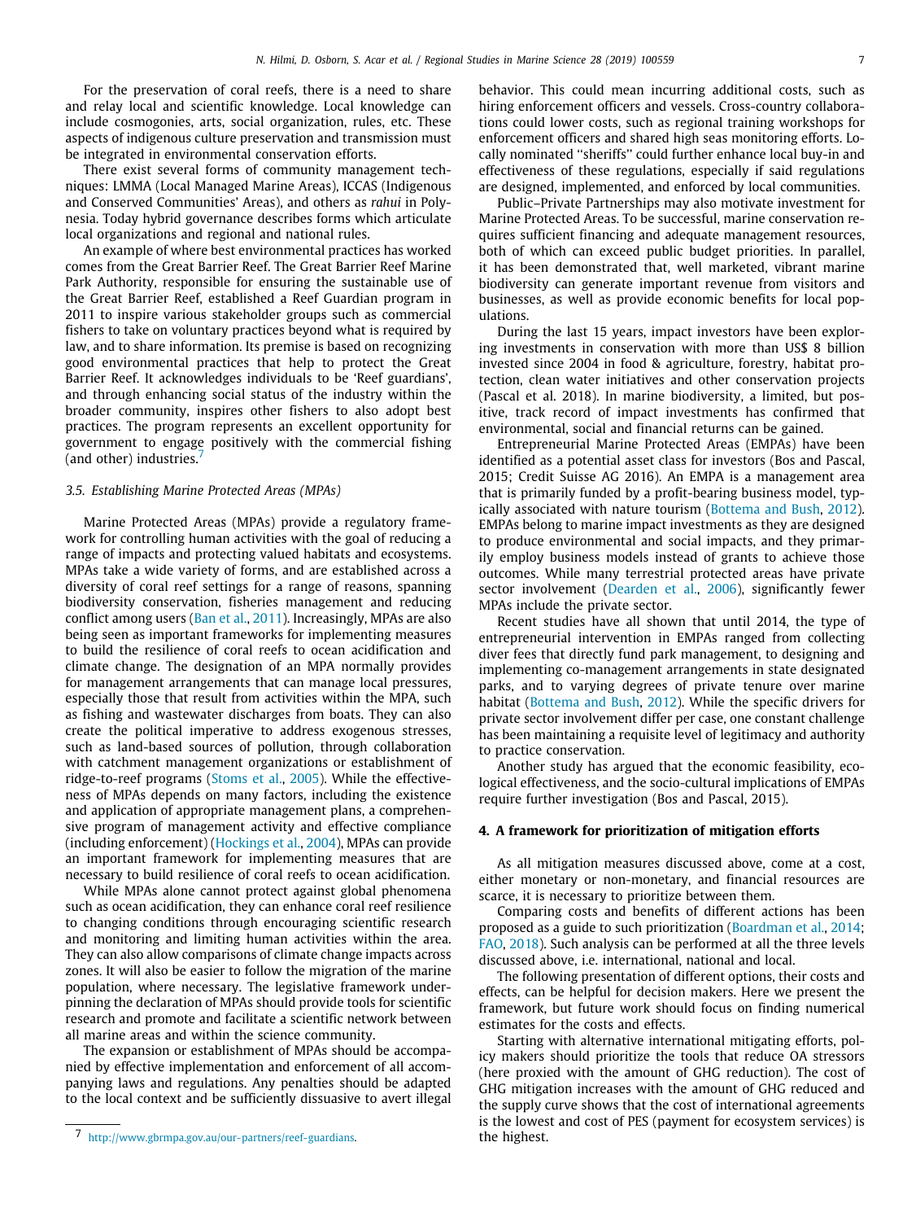For the preservation of coral reefs, there is a need to share and relay local and scientific knowledge. Local knowledge can include cosmogonies, arts, social organization, rules, etc. These aspects of indigenous culture preservation and transmission must be integrated in environmental conservation efforts.

There exist several forms of community management techniques: LMMA (Local Managed Marine Areas), ICCAS (Indigenous and Conserved Communities' Areas), and others as *rahui* in Polynesia. Today hybrid governance describes forms which articulate local organizations and regional and national rules.

An example of where best environmental practices has worked comes from the Great Barrier Reef. The Great Barrier Reef Marine Park Authority, responsible for ensuring the sustainable use of the Great Barrier Reef, established a Reef Guardian program in 2011 to inspire various stakeholder groups such as commercial fishers to take on voluntary practices beyond what is required by law, and to share information. Its premise is based on recognizing good environmental practices that help to protect the Great Barrier Reef. It acknowledges individuals to be 'Reef guardians', and through enhancing social status of the industry within the broader community, inspires other fishers to also adopt best practices. The program represents an excellent opportunity for government to engage positively with the commercial fishing (and other) industries.[7]

### 3.5. Establishing Marine Protected Areas (MPAs)

Marine Protected Areas (MPAs) provide a regulatory framework for controlling human activities with the goal of reducing a range of impacts and protecting valued habitats and ecosystems. MPAs take a wide variety of forms, and are established across a diversity of coral reef settings for a range of reasons, spanning biodiversity conservation, fisheries management and reducing conflict among users (Ban et al., 2011). Increasingly, MPAs are also being seen as important frameworks for implementing measures to build the resilience of coral reefs to ocean acidification and climate change. The designation of an MPA normally provides for management arrangements that can manage local pressures, especially those that result from activities within the MPA, such as fishing and wastewater discharges from boats. They can also create the political imperative to address exogenous stresses, such as land-based sources of pollution, through collaboration with catchment management organizations or establishment of ridge-to-reef programs (Stoms et al., 2005). While the effectiveness of MPAs depends on many factors, including the existence and application of appropriate management plans, a comprehensive program of management activity and effective compliance (including enforcement) (Hockings et al., 2004), MPAs can provide an important framework for implementing measures that are necessary to build resilience of coral reefs to ocean acidification.

While MPAs alone cannot protect against global phenomena such as ocean acidification, they can enhance coral reef resilience to changing conditions through encouraging scientific research and monitoring and limiting human activities within the area. They can also allow comparisons of climate change impacts across zones. It will also be easier to follow the migration of the marine population, where necessary. The legislative framework underpinning the declaration of MPAs should provide tools for scientific research and promote and facilitate a scientific network between all marine areas and within the science community.

The expansion or establishment of MPAs should be accompanied by effective implementation and enforcement of all accompanying laws and regulations. Any penalties should be adapted to the local context and be sufficiently dissuasive to avert illegal behavior. This could mean incurring additional costs, such as hiring enforcement officers and vessels. Cross-country collaborations could lower costs, such as regional training workshops for enforcement officers and shared high seas monitoring efforts. Locally nominated "sheriffs" could further enhance local buy-in and effectiveness of these regulations, especially if said regulations are designed, implemented, and enforced by local communities.

Public–Private Partnerships may also motivate investment for Marine Protected Areas. To be successful, marine conservation requires sufficient financing and adequate management resources, both of which can exceed public budget priorities. In parallel, it has been demonstrated that, well marketed, vibrant marine biodiversity can generate important revenue from visitors and businesses, as well as provide economic benefits for local populations.

During the last 15 years, impact investors have been exploring investments in conservation with more than US$ 8 billion invested since 2004 in food & agriculture, forestry, habitat protection, clean water initiatives and other conservation projects (Pascal et al. 2018). In marine biodiversity, a limited, but positive, track record of impact investments has confirmed that environmental, social and financial returns can be gained.

Entrepreneurial Marine Protected Areas (EMPAs) have been identified as a potential asset class for investors (Bos and Pascal, 2015; Credit Suisse AG 2016). An EMPA is a management area that is primarily funded by a profit-bearing business model, typically associated with nature tourism (Bottema and Bush, 2012). EMPAs belong to marine impact investments as they are designed to produce environmental and social impacts, and they primarily employ business models instead of grants to achieve those outcomes. While many terrestrial protected areas have private sector involvement (Dearden et al., 2006), significantly fewer MPAs include the private sector.

Recent studies have all shown that until 2014, the type of entrepreneurial intervention in EMPAs ranged from collecting diver fees that directly fund park management, to designing and implementing co-management arrangements in state designated parks, and to varying degrees of private tenure over marine habitat (Bottema and Bush, 2012). While the specific drivers for private sector involvement differ per case, one constant challenge has been maintaining a requisite level of legitimacy and authority to practice conservation.

Another study has argued that the economic feasibility, ecological effectiveness, and the socio-cultural implications of EMPAs require further investigation (Bos and Pascal, 2015).

## 4. A framework for prioritization of mitigation efforts

As all mitigation measures discussed above, come at a cost, either monetary or non-monetary, and financial resources are scarce, it is necessary to prioritize between them.

Comparing costs and benefits of different actions has been proposed as a guide to such prioritization (Boardman et al., 2014; FAO, 2018). Such analysis can be performed at all the three levels discussed above, i.e. international, national and local.

The following presentation of different options, their costs and effects, can be helpful for decision makers. Here we present the framework, but future work should focus on finding numerical estimates for the costs and effects.

Starting with alternative international mitigating efforts, policy makers should prioritize the tools that reduce OA stressors (here proxied with the amount of GHG reduction). The cost of GHG mitigation increases with the amount of GHG reduced and the supply curve shows that the cost of international agreements is the lowest and cost of PES (payment for ecosystem services) is the highest.

[7] http://www.gbrmpa.gov.au/our-partners/reef-guardians.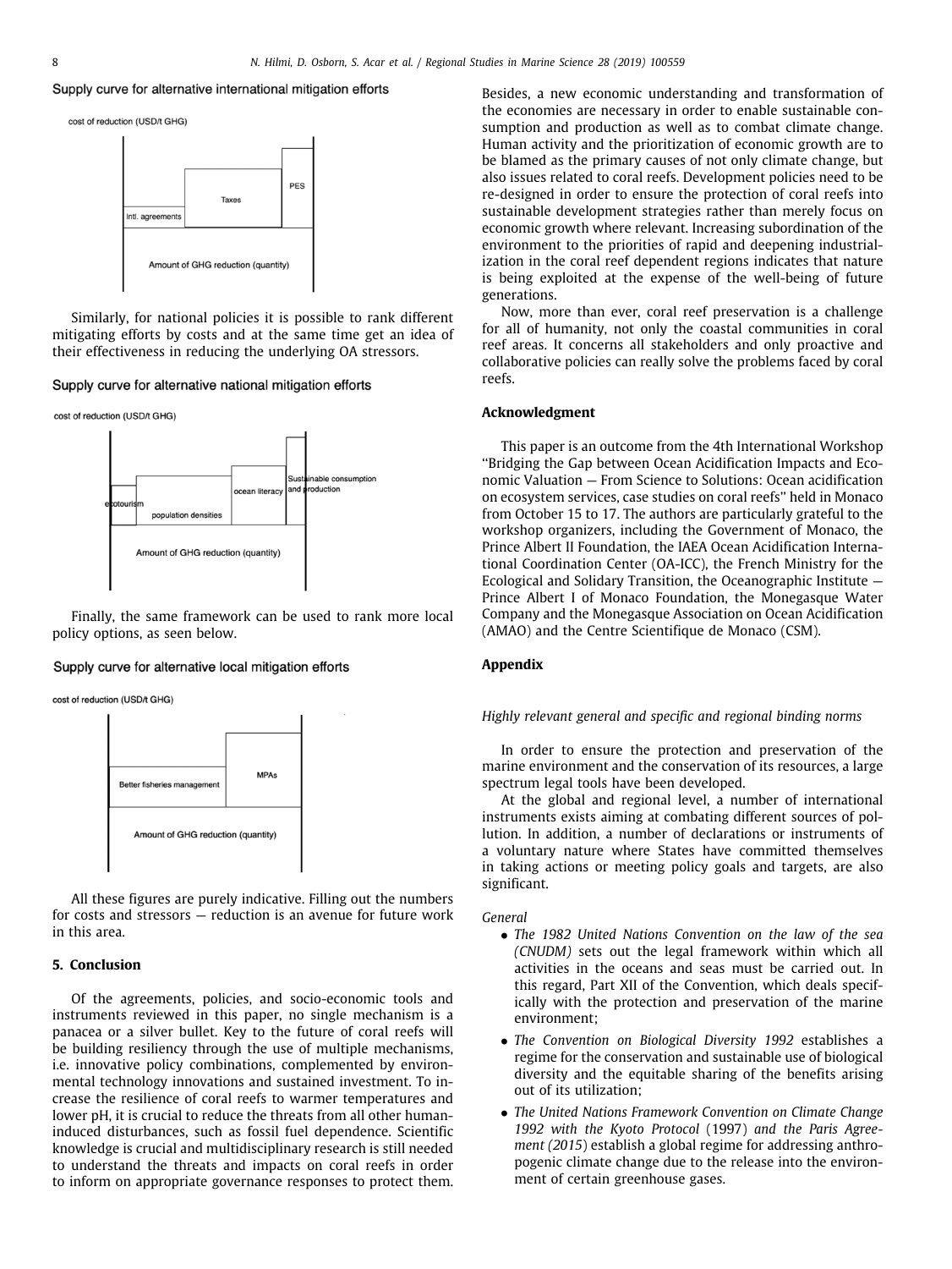Supply curve for alternative international mitigation efforts

cost of reduction (USD/t GHG)

Intl. agreements

Taxes

PES

Amount of GHG reduction (quantity)

Similarly, for national policies it is possible to rank different mitigating efforts by costs and at the same time get an idea of their effectiveness in reducing the underlying OA stressors.

Supply curve for alternative national mitigation efforts

cost of reduction (USD/t GHG)

ecotourism

population densities

ocean literacy

Sustainable consumption and production

Amount of GHG reduction (quantity)

Finally, the same framework can be used to rank more local policy options, as seen below.

Supply curve for alternative local mitigation efforts

cost of reduction (USD/t GHG)

Better fisheries management

MPAs

Amount of GHG reduction (quantity)

All these figures are purely indicative. Filling out the numbers for costs and stressors — reduction is an avenue for future work in this area.

## 5. Conclusion

Of the agreements, policies, and socio-economic tools and instruments reviewed in this paper, no single mechanism is a panacea or a silver bullet. Key to the future of coral reefs will be building resiliency through the use of multiple mechanisms, i.e. innovative policy combinations, complemented by environmental technology innovations and sustained investment. To increase the resilience of coral reefs to warmer temperatures and lower pH, it is crucial to reduce the threats from all other human-induced disturbances, such as fossil fuel dependence. Scientific knowledge is crucial and multidisciplinary research is still needed to understand the threats and impacts on coral reefs in order to inform on appropriate governance responses to protect them. Besides, a new economic understanding and transformation of the economies are necessary in order to enable sustainable consumption and production as well as to combat climate change. Human activity and the prioritization of economic growth are to be blamed as the primary causes of not only climate change, but also issues related to coral reefs. Development policies need to be re-designed in order to ensure the protection of coral reefs into sustainable development strategies rather than merely focus on economic growth where relevant. Increasing subordination of the environment to the priorities of rapid and deepening industrialization in the coral reef dependent regions indicates that nature is being exploited at the expense of the well-being of future generations.

Now, more than ever, coral reef preservation is a challenge for all of humanity, not only the coastal communities in coral reef areas. It concerns all stakeholders and only proactive and collaborative policies can really solve the problems faced by coral reefs.

## Acknowledgment

This paper is an outcome from the 4th International Workshop "Bridging the Gap between Ocean Acidification Impacts and Economic Valuation — From Science to Solutions: Ocean acidification on ecosystem services, case studies on coral reefs" held in Monaco from October 15 to 17. The authors are particularly grateful to the workshop organizers, including the Government of Monaco, the Prince Albert II Foundation, the IAEA Ocean Acidification International Coordination Center (OA-ICC), the French Ministry for the Ecological and Solidary Transition, the Oceanographic Institute — Prince Albert I of Monaco Foundation, the Monegasque Water Company and the Monegasque Association on Ocean Acidification (AMAO) and the Centre Scientifique de Monaco (CSM).

## Appendix

*Highly relevant general and specific and regional binding norms*

In order to ensure the protection and preservation of the marine environment and the conservation of its resources, a large spectrum legal tools have been developed.

At the global and regional level, a number of international instruments exists aiming at combating different sources of pollution. In addition, a number of declarations or instruments of a voluntary nature where States have committed themselves in taking actions or meeting policy goals and targets, are also significant.

*General*

- *The 1982 United Nations Convention on the law of the sea (CNUDM)* sets out the legal framework within which all activities in the oceans and seas must be carried out. In this regard, Part XII of the Convention, which deals specifically with the protection and preservation of the marine environment;
- *The Convention on Biological Diversity 1992* establishes a regime for the conservation and sustainable use of biological diversity and the equitable sharing of the benefits arising out of its utilization;
- *The United Nations Framework Convention on Climate Change 1992 with the Kyoto Protocol* (1997) *and the Paris Agreement (2015)* establish a global regime for addressing anthropogenic climate change due to the release into the environment of certain greenhouse gases.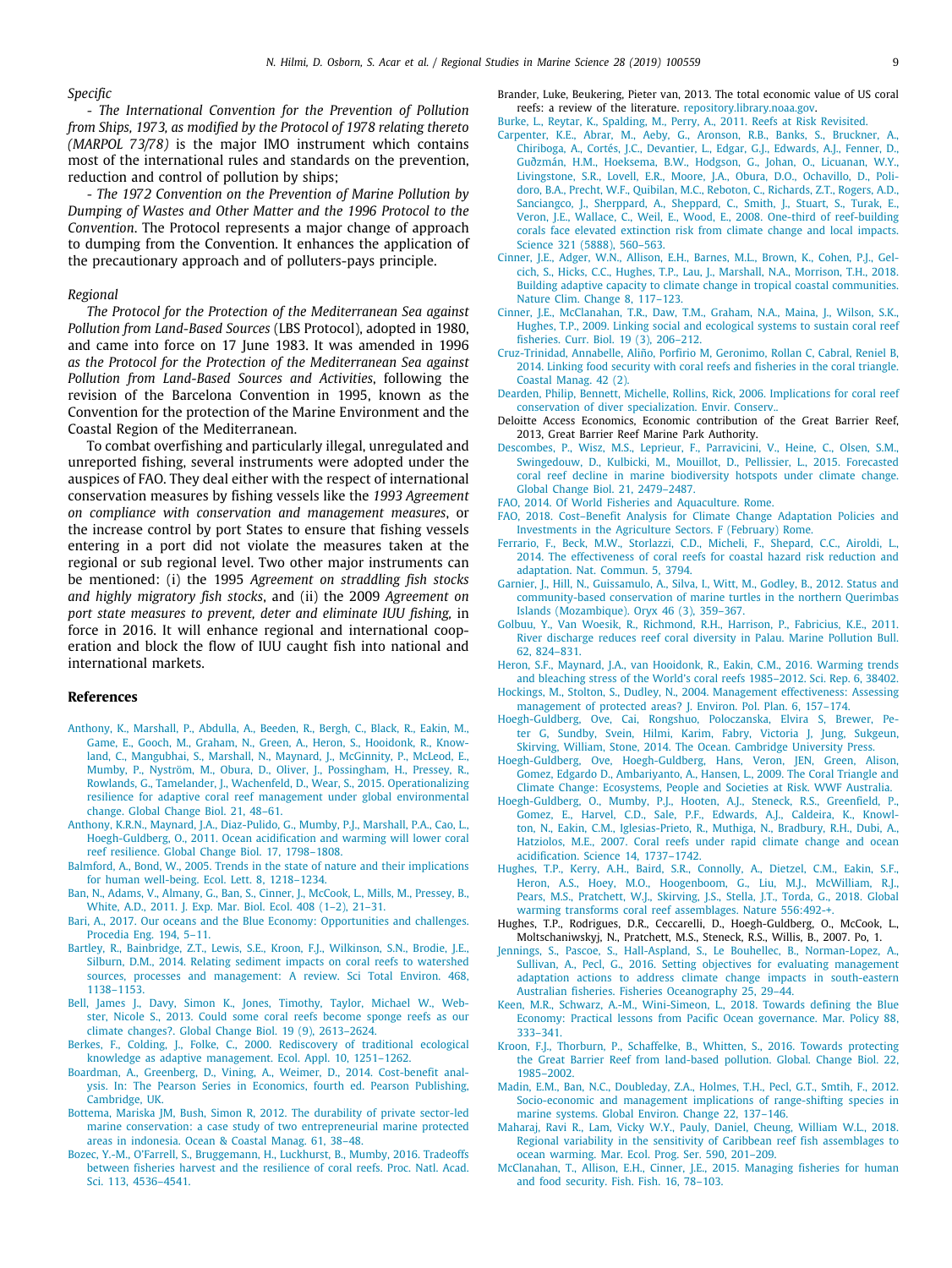*Specific*

- *The International Convention for the Prevention of Pollution from Ships, 1973, as modified by the Protocol of 1978 relating thereto (MARPOL 73/78)* is the major IMO instrument which contains most of the international rules and standards on the prevention, reduction and control of pollution by ships;

- *The 1972 Convention on the Prevention of Marine Pollution by Dumping of Wastes and Other Matter and the 1996 Protocol to the Convention*. The Protocol represents a major change of approach to dumping from the Convention. It enhances the application of the precautionary approach and of polluters-pays principle.

*Regional*

*The Protocol for the Protection of the Mediterranean Sea against Pollution from Land-Based Sources* (LBS Protocol), adopted in 1980, and came into force on 17 June 1983. It was amended in 1996 *as the Protocol for the Protection of the Mediterranean Sea against Pollution from Land-Based Sources and Activities*, following the revision of the Barcelona Convention in 1995, known as the Convention for the protection of the Marine Environment and the Coastal Region of the Mediterranean.

To combat overfishing and particularly illegal, unregulated and unreported fishing, several instruments were adopted under the auspices of FAO. They deal either with the respect of international conservation measures by fishing vessels like the *1993 Agreement on compliance with conservation and management measures*, or the increase control by port States to ensure that fishing vessels entering in a port did not violate the measures taken at the regional or sub regional level. Two other major instruments can be mentioned: (i) the 1995 *Agreement on straddling fish stocks and highly migratory fish stocks*, and (ii) the 2009 *Agreement on port state measures to prevent, deter and eliminate IUU fishing,* in force in 2016. It will enhance regional and international cooperation and block the flow of IUU caught fish into national and international markets.

## References

Anthony, K., Marshall, P., Abdulla, A., Beeden, R., Bergh, C., Black, R., Eakin, M., Game, E., Gooch, M., Graham, N., Green, A., Heron, S., Hooidonk, R., Knowland, C., Mangubhai, S., Marshall, N., Maynard, J., McGinnity, P., McLeod, E., Mumby, P., Nyström, M., Obura, D., Oliver, J., Possingham, H., Pressey, R., Rowlands, G., Tamelander, J., Wachenfeld, D., Wear, S., 2015. Operationalizing resilience for adaptive coral reef management under global environmental change. Global Change Biol. 21, 48–61.

Anthony, K.R.N., Maynard, J.A., Diaz-Pulido, G., Mumby, P.J., Marshall, P.A., Cao, L., Hoegh-Guldberg, O., 2011. Ocean acidification and warming will lower coral reef resilience. Global Change Biol. 17, 1798–1808.

Balmford, A., Bond, W., 2005. Trends in the state of nature and their implications for human well-being. Ecol. Lett. 8, 1218–1234.

Ban, N., Adams, V., Almany, G., Ban, S., Cinner, J., McCook, L., Mills, M., Pressey, B., White, A.D., 2011. J. Exp. Mar. Biol. Ecol. 408 (1–2), 21–31.

Bari, A., 2017. Our oceans and the Blue Economy: Opportunities and challenges. Procedia Eng. 194, 5–11.

Bartley, R., Bainbridge, Z.T., Lewis, S.E., Kroon, F.J., Wilkinson, S.N., Brodie, J.E., Silburn, D.M., 2014. Relating sediment impacts on coral reefs to watershed sources, processes and management: A review. Sci Total Environ. 468, 1138–1153.

Bell, James J., Davy, Simon K., Jones, Timothy, Taylor, Michael W., Webster, Nicole S., 2013. Could some coral reefs become sponge reefs as our climate changes?. Global Change Biol. 19 (9), 2613–2624.

Berkes, F., Colding, J., Folke, C., 2000. Rediscovery of traditional ecological knowledge as adaptive management. Ecol. Appl. 10, 1251–1262.

Boardman, A., Greenberg, D., Vining, A., Weimer, D., 2014. Cost-benefit analysis. In: The Pearson Series in Economics, fourth ed. Pearson Publishing, Cambridge, UK.

Bottema, Mariska JM, Bush, Simon R, 2012. The durability of private sector-led marine conservation: a case study of two entrepreneurial marine protected areas in indonesia. Ocean & Coastal Manag. 61, 38–48.

Bozec, Y.-M., O'Farrell, S., Bruggemann, H., Luckhurst, B., Mumby, 2016. Tradeoffs between fisheries harvest and the resilience of coral reefs. Proc. Natl. Acad. Sci. 113, 4536–4541.

Brander, Luke, Beukering, Pieter van, 2013. The total economic value of US coral reefs: a review of the literature. repository.library.noaa.gov.

Burke, L., Reytar, K., Spalding, M., Perry, A., 2011. Reefs at Risk Revisited.

Carpenter, K.E., Abrar, M., Aeby, G., Aronson, R.B., Banks, S., Bruckner, A., Chiriboga, A., Cortés, J.C., Devantier, L., Edgar, G.J., Edwards, A.J., Fenner, D., Guẑmán, H.M., Hoeksema, B.W., Hodgson, G., Johan, O., Licuanan, W.Y., Livingstone, S.R., Lovell, E.R., Moore, J.A., Obura, D.O., Ochavillo, D., Polidoro, B.A., Precht, W.F., Quibilan, M.C., Reboton, C., Richards, Z.T., Rogers, A.D., Sanciangco, J., Sherppard, A., Sheppard, C., Smith, J., Stuart, S., Turak, E., Veron, J.E., Wallace, C., Weil, E., Wood, E., 2008. One-third of reef-building corals face elevated extinction risk from climate change and local impacts. Science 321 (5888), 560–563.

Cinner, J.E., Adger, W.N., Allison, E.H., Barnes, M.L., Brown, K., Cohen, P.J., Gelcich, S., Hicks, C.C., Hughes, T.P., Lau, J., Marshall, N.A., Morrison, T.H., 2018. Building adaptive capacity to climate change in tropical coastal communities. Nature Clim. Change 8, 117–123.

Cinner, J.E., McClanahan, T.R., Daw, T.M., Graham, N.A., Maina, J., Wilson, S.K., Hughes, T.P., 2009. Linking social and ecological systems to sustain coral reef fisheries. Curr. Biol. 19 (3), 206–212.

Cruz-Trinidad, Annabelle, Aliño, Porfirio M, Geronimo, Rollan C, Cabral, Reniel B, 2014. Linking food security with coral reefs and fisheries in the coral triangle. Coastal Manag. 42 (2).

Dearden, Philip, Bennett, Michelle, Rollins, Rick, 2006. Implications for coral reef conservation of diver specialization. Envir. Conserv..

Deloitte Access Economics, Economic contribution of the Great Barrier Reef, 2013, Great Barrier Reef Marine Park Authority.

Descombes, P., Wisz, M.S., Leprieur, F., Parravicini, V., Heine, C., Olsen, S.M., Swingedouw, D., Kulbicki, M., Mouillot, D., Pellissier, L., 2015. Forecasted coral reef decline in marine biodiversity hotspots under climate change. Global Change Biol. 21, 2479–2487.

FAO, 2014. Of World Fisheries and Aquaculture. Rome.

FAO, 2018. Cost–Benefit Analysis for Climate Change Adaptation Policies and Investments in the Agriculture Sectors. F (February) Rome.

Ferrario, F., Beck, M.W., Storlazzi, C.D., Micheli, F., Shepard, C.C., Airoldi, L., 2014. The effectiveness of coral reefs for coastal hazard risk reduction and adaptation. Nat. Commun. 5, 3794.

Garnier, J., Hill, N., Guissamulo, A., Silva, I., Witt, M., Godley, B., 2012. Status and community-based conservation of marine turtles in the northern Querimbas Islands (Mozambique). Oryx 46 (3), 359–367.

Golbuu, Y., Van Woesik, R., Richmond, R.H., Harrison, P., Fabricius, K.E., 2011. River discharge reduces reef coral diversity in Palau. Marine Pollution Bull. 62, 824–831.

Heron, S.F., Maynard, J.A., van Hooidonk, R., Eakin, C.M., 2016. Warming trends and bleaching stress of the World's coral reefs 1985–2012. Sci. Rep. 6, 38402.

Hockings, M., Stolton, S., Dudley, N., 2004. Management effectiveness: Assessing management of protected areas? J. Environ. Pol. Plan. 6, 157–174.

Hoegh-Guldberg, Ove, Cai, Rongshuo, Poloczanska, Elvira S, Brewer, Peter G, Sundby, Svein, Hilmi, Karim, Fabry, Victoria J, Jung, Sukgeun, Skirving, William, Stone, 2014. The Ocean. Cambridge University Press.

Hoegh-Guldberg, Ove, Hoegh-Guldberg, Hans, Veron, JEN, Green, Alison, Gomez, Edgardo D., Ambariyanto, A., Hansen, L., 2009. The Coral Triangle and Climate Change: Ecosystems, People and Societies at Risk. WWF Australia.

Hoegh-Guldberg, O., Mumby, P.J., Hooten, A.J., Steneck, R.S., Greenfield, P., Gomez, E., Harvel, C.D., Sale, P.F., Edwards, A.J., Caldeira, K., Knowlton, N., Eakin, C.M., Iglesias-Prieto, R., Muthiga, N., Bradbury, R.H., Dubi, A., Hatziolos, M.E., 2007. Coral reefs under rapid climate change and ocean acidification. Science 14, 1737–1742.

Hughes, T.P., Kerry, A.H., Baird, S.R., Connolly, A., Dietzel, C.M., Eakin, S.F., Heron, A.S., Hoey, M.O., Hoogenboom, G., Liu, M.J., McWilliam, R.J., Pears, M.S., Pratchett, W.J., Skirving, J.S., Stella, J.T., Torda, G., 2018. Global warming transforms coral reef assemblages. Nature 556:492-+.

Hughes, T.P., Rodrigues, D.R., Ceccarelli, D., Hoegh-Guldberg, O., McCook, L., Moltschaniwskyj, N., Pratchett, M.S., Steneck, R.S., Willis, B., 2007. Po, 1.

Jennings, S., Pascoe, S., Hall-Aspland, S., Le Bouhellec, B., Norman-Lopez, A., Sullivan, A., Pecl, G., 2016. Setting objectives for evaluating management adaptation actions to address climate change impacts in south-eastern Australian fisheries. Fisheries Oceanography 25, 29–44.

Keen, M.R., Schwarz, A.-M., Wini-Simeon, L., 2018. Towards defining the Blue Economy: Practical lessons from Pacific Ocean governance. Mar. Policy 88, 333–341.

Kroon, F.J., Thorburn, P., Schaffelke, B., Whitten, S., 2016. Towards protecting the Great Barrier Reef from land-based pollution. Global. Change Biol. 22, 1985–2002.

Madin, E.M., Ban, N.C., Doubleday, Z.A., Holmes, T.H., Pecl, G.T., Smtih, F., 2012. Socio-economic and management implications of range-shifting species in marine systems. Global Environ. Change 22, 137–146.

Maharaj, Ravi R., Lam, Vicky W.Y., Pauly, Daniel, Cheung, William W.L., 2018. Regional variability in the sensitivity of Caribbean reef fish assemblages to ocean warming. Mar. Ecol. Prog. Ser. 590, 201–209.

McClanahan, T., Allison, E.H., Cinner, J.E., 2015. Managing fisheries for human and food security. Fish. Fish. 16, 78–103.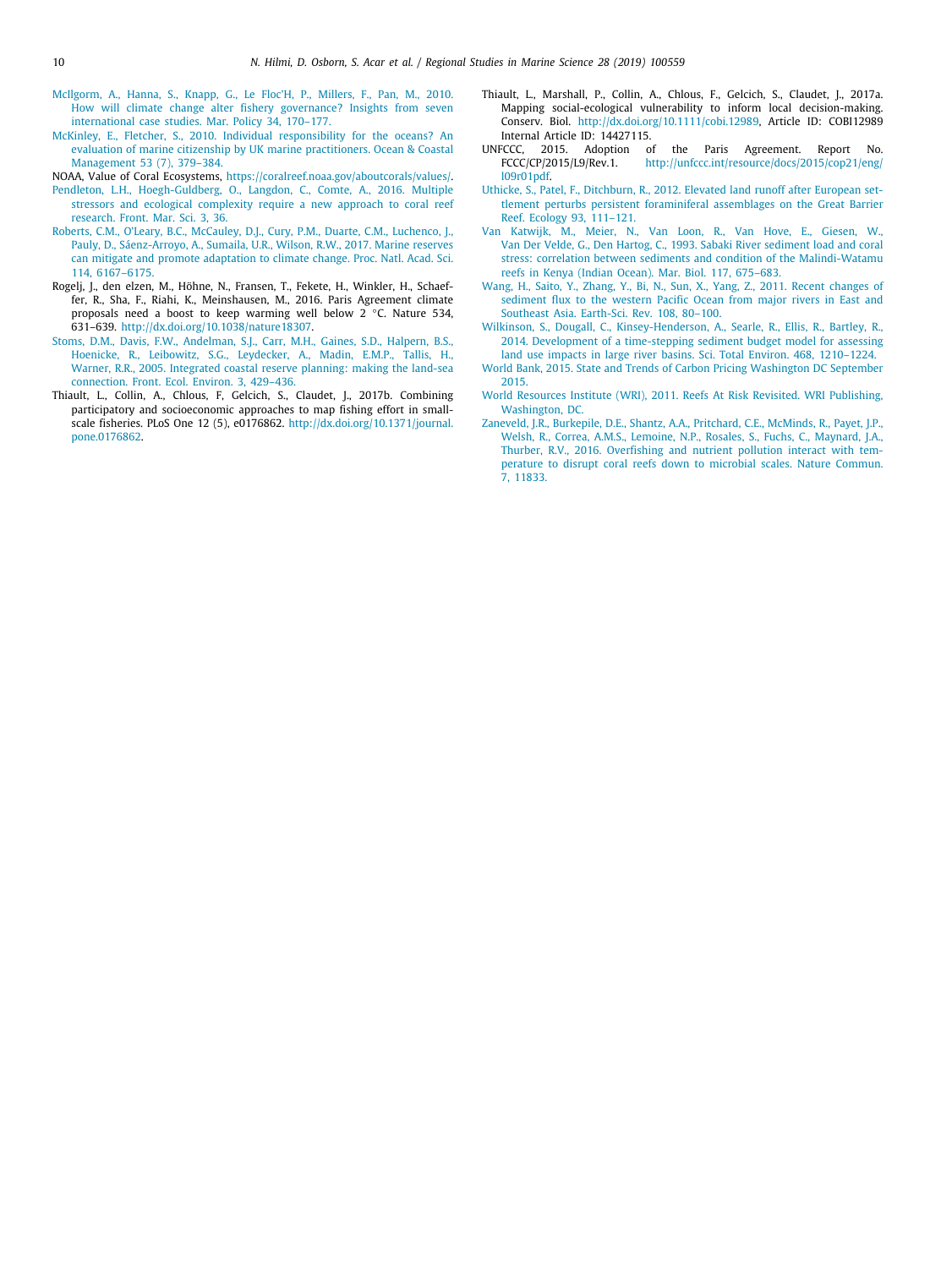McIlgorm, A., Hanna, S., Knapp, G., Le Floc'H, P., Millers, F., Pan, M., 2010. How will climate change alter fishery governance? Insights from seven international case studies. Mar. Policy 34, 170–177.

McKinley, E., Fletcher, S., 2010. Individual responsibility for the oceans? An evaluation of marine citizenship by UK marine practitioners. Ocean & Coastal Management 53 (7), 379–384.

NOAA, Value of Coral Ecosystems, https://coralreef.noaa.gov/aboutcorals/values/.

Pendleton, L.H., Hoegh-Guldberg, O., Langdon, C., Comte, A., 2016. Multiple stressors and ecological complexity require a new approach to coral reef research. Front. Mar. Sci. 3, 36.

Roberts, C.M., O'Leary, B.C., McCauley, D.J., Cury, P.M., Duarte, C.M., Luchenco, J., Pauly, D., Sáenz-Arroyo, A., Sumaila, U.R., Wilson, R.W., 2017. Marine reserves can mitigate and promote adaptation to climate change. Proc. Natl. Acad. Sci. 114, 6167–6175.

Rogelj, J., den elzen, M., Höhne, N., Fransen, T., Fekete, H., Winkler, H., Schaeffer, R., Sha, F., Riahi, K., Meinshausen, M., 2016. Paris Agreement climate proposals need a boost to keep warming well below 2 °C. Nature 534, 631–639. http://dx.doi.org/10.1038/nature18307.

Stoms, D.M., Davis, F.W., Andelman, S.J., Carr, M.H., Gaines, S.D., Halpern, B.S., Hoenicke, R., Leibowitz, S.G., Leydecker, A., Madin, E.M.P., Tallis, H., Warner, R.R., 2005. Integrated coastal reserve planning: making the land-sea connection. Front. Ecol. Environ. 3, 429–436.

Thiault, L., Collin, A., Chlous, F, Gelcich, S., Claudet, J., 2017b. Combining participatory and socioeconomic approaches to map fishing effort in small-scale fisheries. PLoS One 12 (5), e0176862. http://dx.doi.org/10.1371/journal.pone.0176862.

Thiault, L., Marshall, P., Collin, A., Chlous, F., Gelcich, S., Claudet, J., 2017a. Mapping social-ecological vulnerability to inform local decision-making. Conserv. Biol. http://dx.doi.org/10.1111/cobi.12989, Article ID: COBI12989 Internal Article ID: 14427115.

UNFCCC, 2015. Adoption of the Paris Agreement. Report No. FCCC/CP/2015/L9/Rev.1. http://unfccc.int/resource/docs/2015/cop21/eng/l09r01pdf.

Uthicke, S., Patel, F., Ditchburn, R., 2012. Elevated land runoff after European settlement perturbs persistent foraminiferal assemblages on the Great Barrier Reef. Ecology 93, 111–121.

Van Katwijk, M., Meier, N., Van Loon, R., Van Hove, E., Giesen, W., Van Der Velde, G., Den Hartog, C., 1993. Sabaki River sediment load and coral stress: correlation between sediments and condition of the Malindi-Watamu reefs in Kenya (Indian Ocean). Mar. Biol. 117, 675–683.

Wang, H., Saito, Y., Zhang, Y., Bi, N., Sun, X., Yang, Z., 2011. Recent changes of sediment flux to the western Pacific Ocean from major rivers in East and Southeast Asia. Earth-Sci. Rev. 108, 80–100.

Wilkinson, S., Dougall, C., Kinsey-Henderson, A., Searle, R., Ellis, R., Bartley, R., 2014. Development of a time-stepping sediment budget model for assessing land use impacts in large river basins. Sci. Total Environ. 468, 1210–1224.

World Bank, 2015. State and Trends of Carbon Pricing Washington DC September 2015.

World Resources Institute (WRI), 2011. Reefs At Risk Revisited. WRI Publishing, Washington, DC.

Zaneveld, J.R., Burkepile, D.E., Shantz, A.A., Pritchard, C.E., McMinds, R., Payet, J.P., Welsh, R., Correa, A.M.S., Lemoine, N.P., Rosales, S., Fuchs, C., Maynard, J.A., Thurber, R.V., 2016. Overfishing and nutrient pollution interact with temperature to disrupt coral reefs down to microbial scales. Nature Commun. 7, 11833.